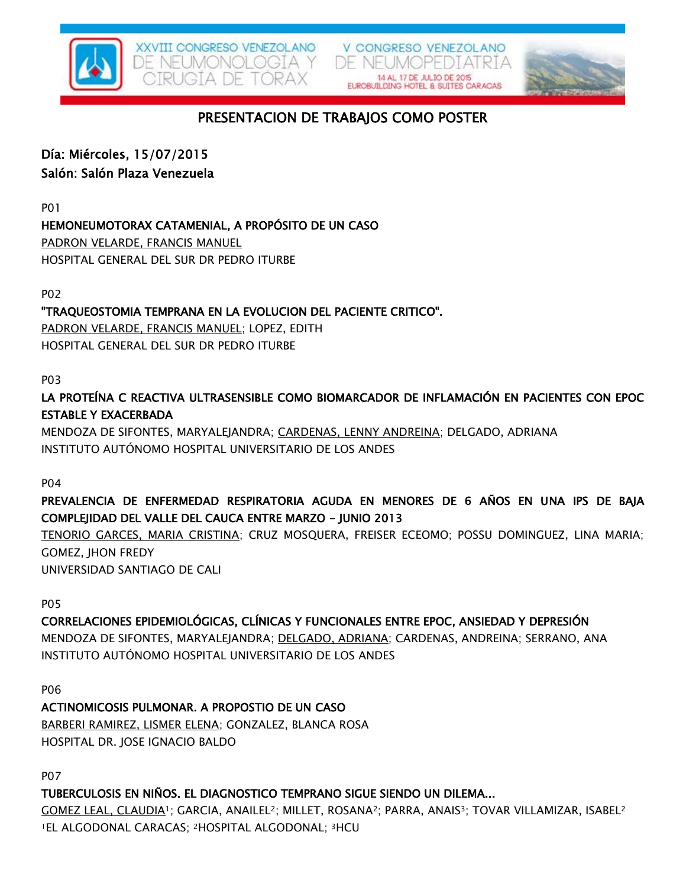XXVIII CONGRESO VENEZOLANO DE NEUMONOLOGÍA Y CIRUGÍA DE TÓRAX

V CONGRESO VENEZOLANO DE NEUMOPEDIATRÍA

14 AL 17 DE JULIO DE 2015
EUROBUILDING HOTEL & SUITES CARACAS

# PRESENTACION DE TRABAJOS COMO POSTER

## Día: Miércoles, 15/07/2015
## Salón: Salón Plaza Venezuela

P01

**HEMONEUMOTORAX CATAMENIAL, A PROPÓSITO DE UN CASO**

PADRON VELARDE, FRANCIS MANUEL

HOSPITAL GENERAL DEL SUR DR PEDRO ITURBE

P02

**"TRAQUEOSTOMIA TEMPRANA EN LA EVOLUCION DEL PACIENTE CRITICO".**

PADRON VELARDE, FRANCIS MANUEL; LOPEZ, EDITH

HOSPITAL GENERAL DEL SUR DR PEDRO ITURBE

P03

**LA PROTEÍNA C REACTIVA ULTRASENSIBLE COMO BIOMARCADOR DE INFLAMACIÓN EN PACIENTES CON EPOC ESTABLE Y EXACERBADA**

MENDOZA DE SIFONTES, MARYALEJANDRA; CARDENAS, LENNY ANDREINA; DELGADO, ADRIANA

INSTITUTO AUTÓNOMO HOSPITAL UNIVERSITARIO DE LOS ANDES

P04

**PREVALENCIA DE ENFERMEDAD RESPIRATORIA AGUDA EN MENORES DE 6 AÑOS EN UNA IPS DE BAJA COMPLEJIDAD DEL VALLE DEL CAUCA ENTRE MARZO - JUNIO 2013**

TENORIO GARCES, MARIA CRISTINA; CRUZ MOSQUERA, FREISER ECEOMO; POSSU DOMINGUEZ, LINA MARIA; GOMEZ, JHON FREDY

UNIVERSIDAD SANTIAGO DE CALI

P05

**CORRELACIONES EPIDEMIOLÓGICAS, CLÍNICAS Y FUNCIONALES ENTRE EPOC, ANSIEDAD Y DEPRESIÓN**

MENDOZA DE SIFONTES, MARYALEJANDRA; DELGADO, ADRIANA; CARDENAS, ANDREINA; SERRANO, ANA

INSTITUTO AUTÓNOMO HOSPITAL UNIVERSITARIO DE LOS ANDES

P06

**ACTINOMICOSIS PULMONAR. A PROPOSTIO DE UN CASO**

BARBERI RAMIREZ, LISMER ELENA; GONZALEZ, BLANCA ROSA

HOSPITAL DR. JOSE IGNACIO BALDO

P07

**TUBERCULOSIS EN NIÑOS. EL DIAGNOSTICO TEMPRANO SIGUE SIENDO UN DILEMA...**

GOMEZ LEAL, CLAUDIA[1]; GARCIA, ANAILEL[2]; MILLET, ROSANA[2]; PARRA, ANAIS[3]; TOVAR VILLAMIZAR, ISABEL[2]

[1]EL ALGODONAL CARACAS; [2]HOSPITAL ALGODONAL; [3]HCU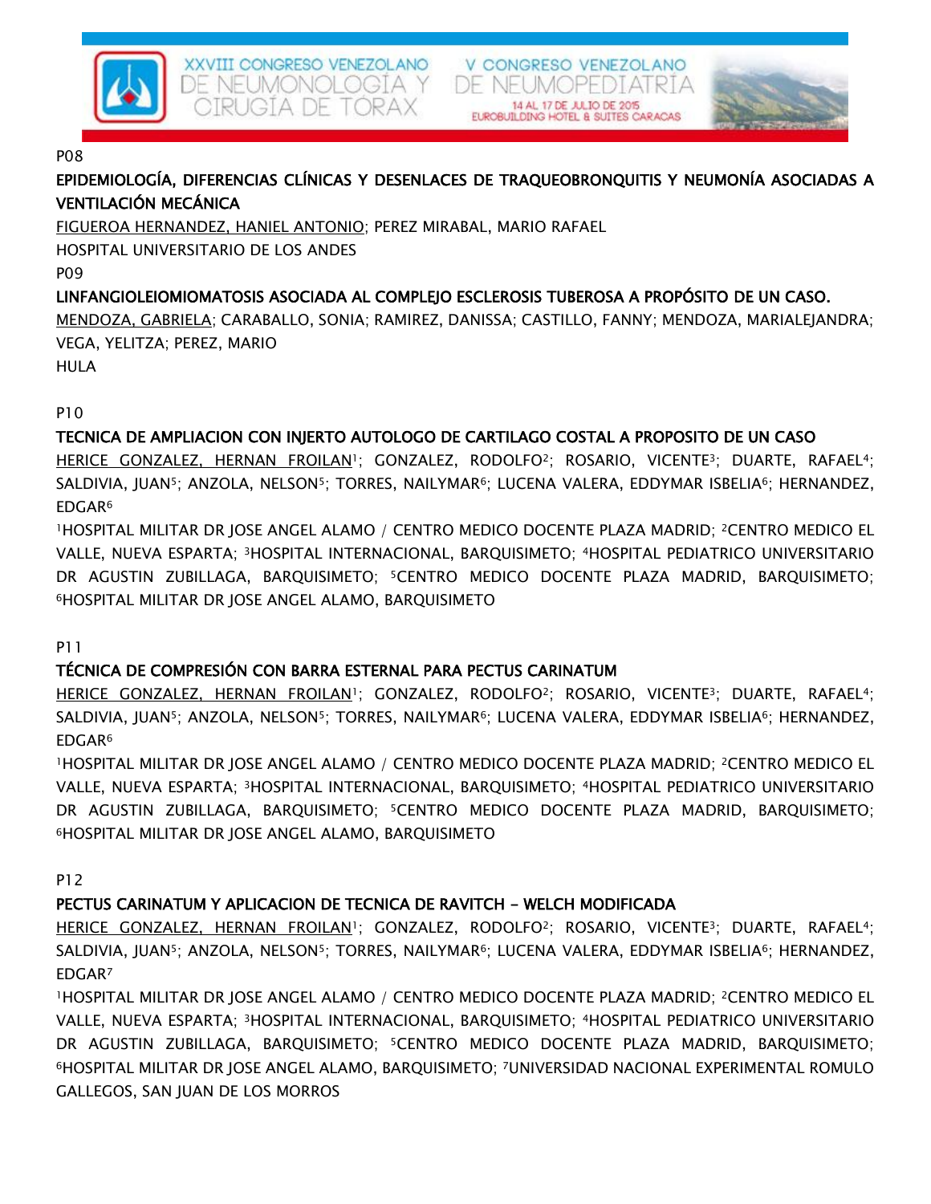P08

**EPIDEMIOLOGÍA, DIFERENCIAS CLÍNICAS Y DESENLACES DE TRAQUEOBRONQUITIS Y NEUMONÍA ASOCIADAS A VENTILACIÓN MECÁNICA**

FIGUEROA HERNANDEZ, HANIEL ANTONIO; PEREZ MIRABAL, MARIO RAFAEL

HOSPITAL UNIVERSITARIO DE LOS ANDES

P09

**LINFANGIOLEIOMIOMATOSIS ASOCIADA AL COMPLEJO ESCLEROSIS TUBEROSA A PROPÓSITO DE UN CASO.**

MENDOZA, GABRIELA; CARABALLO, SONIA; RAMIREZ, DANISSA; CASTILLO, FANNY; MENDOZA, MARIALEJANDRA; VEGA, YELITZA; PEREZ, MARIO

HULA

P10

**TECNICA DE AMPLIACION CON INJERTO AUTOLOGO DE CARTILAGO COSTAL A PROPOSITO DE UN CASO**

HERICE GONZALEZ, HERNAN FROILAN[1]; GONZALEZ, RODOLFO[2]; ROSARIO, VICENTE[3]; DUARTE, RAFAEL[4]; SALDIVIA, JUAN[5]; ANZOLA, NELSON[5]; TORRES, NAILYMAR[6]; LUCENA VALERA, EDDYMAR ISBELIA[6]; HERNANDEZ, EDGAR[6]

[1]HOSPITAL MILITAR DR JOSE ANGEL ALAMO / CENTRO MEDICO DOCENTE PLAZA MADRID; [2]CENTRO MEDICO EL VALLE, NUEVA ESPARTA; [3]HOSPITAL INTERNACIONAL, BARQUISIMETO; [4]HOSPITAL PEDIATRICO UNIVERSITARIO DR AGUSTIN ZUBILLAGA, BARQUISIMETO; [5]CENTRO MEDICO DOCENTE PLAZA MADRID, BARQUISIMETO; [6]HOSPITAL MILITAR DR JOSE ANGEL ALAMO, BARQUISIMETO

P11

**TÉCNICA DE COMPRESIÓN CON BARRA ESTERNAL PARA PECTUS CARINATUM**

HERICE GONZALEZ, HERNAN FROILAN[1]; GONZALEZ, RODOLFO[2]; ROSARIO, VICENTE[3]; DUARTE, RAFAEL[4]; SALDIVIA, JUAN[5]; ANZOLA, NELSON[5]; TORRES, NAILYMAR[6]; LUCENA VALERA, EDDYMAR ISBELIA[6]; HERNANDEZ, EDGAR[6]

[1]HOSPITAL MILITAR DR JOSE ANGEL ALAMO / CENTRO MEDICO DOCENTE PLAZA MADRID; [2]CENTRO MEDICO EL VALLE, NUEVA ESPARTA; [3]HOSPITAL INTERNACIONAL, BARQUISIMETO; [4]HOSPITAL PEDIATRICO UNIVERSITARIO DR AGUSTIN ZUBILLAGA, BARQUISIMETO; [5]CENTRO MEDICO DOCENTE PLAZA MADRID, BARQUISIMETO; [6]HOSPITAL MILITAR DR JOSE ANGEL ALAMO, BARQUISIMETO

P12

**PECTUS CARINATUM Y APLICACION DE TECNICA DE RAVITCH - WELCH MODIFICADA**

HERICE GONZALEZ, HERNAN FROILAN[1]; GONZALEZ, RODOLFO[2]; ROSARIO, VICENTE[3]; DUARTE, RAFAEL[4]; SALDIVIA, JUAN[5]; ANZOLA, NELSON[5]; TORRES, NAILYMAR[6]; LUCENA VALERA, EDDYMAR ISBELIA[6]; HERNANDEZ, EDGAR[7]

[1]HOSPITAL MILITAR DR JOSE ANGEL ALAMO / CENTRO MEDICO DOCENTE PLAZA MADRID; [2]CENTRO MEDICO EL VALLE, NUEVA ESPARTA; [3]HOSPITAL INTERNACIONAL, BARQUISIMETO; [4]HOSPITAL PEDIATRICO UNIVERSITARIO DR AGUSTIN ZUBILLAGA, BARQUISIMETO; [5]CENTRO MEDICO DOCENTE PLAZA MADRID, BARQUISIMETO; [6]HOSPITAL MILITAR DR JOSE ANGEL ALAMO, BARQUISIMETO; [7]UNIVERSIDAD NACIONAL EXPERIMENTAL ROMULO GALLEGOS, SAN JUAN DE LOS MORROS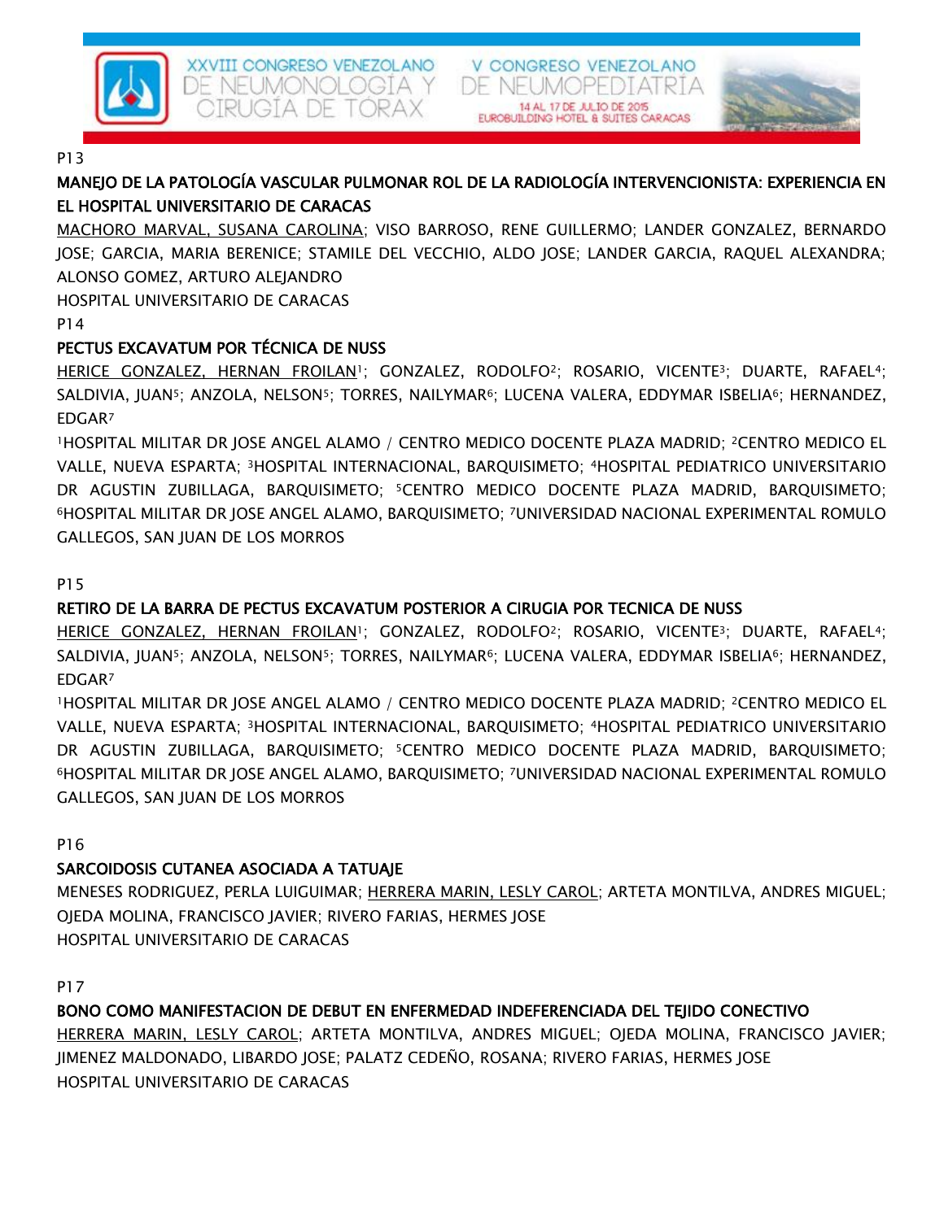P13

**MANEJO DE LA PATOLOGÍA VASCULAR PULMONAR ROL DE LA RADIOLOGÍA INTERVENCIONISTA: EXPERIENCIA EN EL HOSPITAL UNIVERSITARIO DE CARACAS**

MACHORO MARVAL, SUSANA CAROLINA; VISO BARROSO, RENE GUILLERMO; LANDER GONZALEZ, BERNARDO JOSE; GARCIA, MARIA BERENICE; STAMILE DEL VECCHIO, ALDO JOSE; LANDER GARCIA, RAQUEL ALEXANDRA; ALONSO GOMEZ, ARTURO ALEJANDRO

HOSPITAL UNIVERSITARIO DE CARACAS

P14

**PECTUS EXCAVATUM POR TÉCNICA DE NUSS**

HERICE GONZALEZ, HERNAN FROILAN[1]; GONZALEZ, RODOLFO[2]; ROSARIO, VICENTE[3]; DUARTE, RAFAEL[4]; SALDIVIA, JUAN[5]; ANZOLA, NELSON[5]; TORRES, NAILYMAR[6]; LUCENA VALERA, EDDYMAR ISBELIA[6]; HERNANDEZ, EDGAR[7]

[1]HOSPITAL MILITAR DR JOSE ANGEL ALAMO / CENTRO MEDICO DOCENTE PLAZA MADRID; [2]CENTRO MEDICO EL VALLE, NUEVA ESPARTA; [3]HOSPITAL INTERNACIONAL, BARQUISIMETO; [4]HOSPITAL PEDIATRICO UNIVERSITARIO DR AGUSTIN ZUBILLAGA, BARQUISIMETO; [5]CENTRO MEDICO DOCENTE PLAZA MADRID, BARQUISIMETO; [6]HOSPITAL MILITAR DR JOSE ANGEL ALAMO, BARQUISIMETO; [7]UNIVERSIDAD NACIONAL EXPERIMENTAL ROMULO GALLEGOS, SAN JUAN DE LOS MORROS

P15

**RETIRO DE LA BARRA DE PECTUS EXCAVATUM POSTERIOR A CIRUGIA POR TECNICA DE NUSS**

HERICE GONZALEZ, HERNAN FROILAN[1]; GONZALEZ, RODOLFO[2]; ROSARIO, VICENTE[3]; DUARTE, RAFAEL[4]; SALDIVIA, JUAN[5]; ANZOLA, NELSON[5]; TORRES, NAILYMAR[6]; LUCENA VALERA, EDDYMAR ISBELIA[6]; HERNANDEZ, EDGAR[7]

[1]HOSPITAL MILITAR DR JOSE ANGEL ALAMO / CENTRO MEDICO DOCENTE PLAZA MADRID; [2]CENTRO MEDICO EL VALLE, NUEVA ESPARTA; [3]HOSPITAL INTERNACIONAL, BARQUISIMETO; [4]HOSPITAL PEDIATRICO UNIVERSITARIO DR AGUSTIN ZUBILLAGA, BARQUISIMETO; [5]CENTRO MEDICO DOCENTE PLAZA MADRID, BARQUISIMETO; [6]HOSPITAL MILITAR DR JOSE ANGEL ALAMO, BARQUISIMETO; [7]UNIVERSIDAD NACIONAL EXPERIMENTAL ROMULO GALLEGOS, SAN JUAN DE LOS MORROS

P16

**SARCOIDOSIS CUTANEA ASOCIADA A TATUAJE**

MENESES RODRIGUEZ, PERLA LUIGUIMAR; HERRERA MARIN, LESLY CAROL; ARTETA MONTILVA, ANDRES MIGUEL; OJEDA MOLINA, FRANCISCO JAVIER; RIVERO FARIAS, HERMES JOSE

HOSPITAL UNIVERSITARIO DE CARACAS

P17

**BONO COMO MANIFESTACION DE DEBUT EN ENFERMEDAD INDEFERENCIADA DEL TEJIDO CONECTIVO**

HERRERA MARIN, LESLY CAROL; ARTETA MONTILVA, ANDRES MIGUEL; OJEDA MOLINA, FRANCISCO JAVIER; JIMENEZ MALDONADO, LIBARDO JOSE; PALATZ CEDEÑO, ROSANA; RIVERO FARIAS, HERMES JOSE

HOSPITAL UNIVERSITARIO DE CARACAS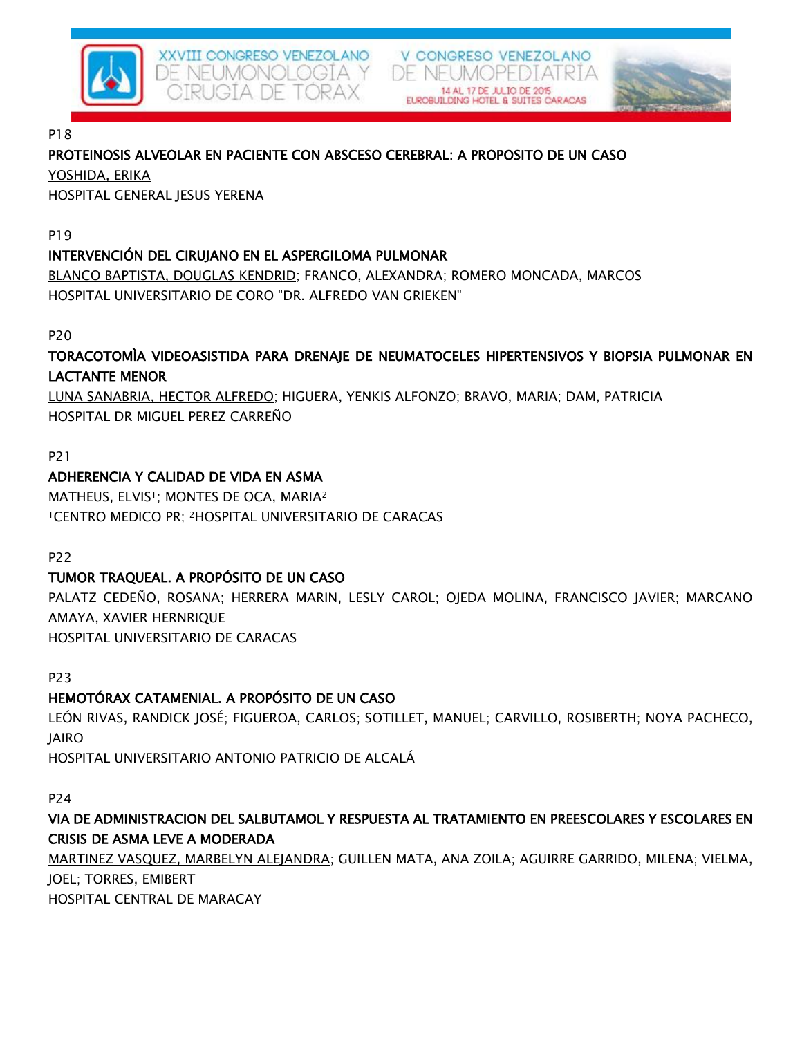P18

**PROTEINOSIS ALVEOLAR EN PACIENTE CON ABSCESO CEREBRAL: A PROPOSITO DE UN CASO**

YOSHIDA, ERIKA

HOSPITAL GENERAL JESUS YERENA

P19

**INTERVENCIÓN DEL CIRUJANO EN EL ASPERGILOMA PULMONAR**

BLANCO BAPTISTA, DOUGLAS KENDRID; FRANCO, ALEXANDRA; ROMERO MONCADA, MARCOS

HOSPITAL UNIVERSITARIO DE CORO "DR. ALFREDO VAN GRIEKEN"

P20

**TORACOTOMÌA VIDEOASISTIDA PARA DRENAJE DE NEUMATOCELES HIPERTENSIVOS Y BIOPSIA PULMONAR EN LACTANTE MENOR**

LUNA SANABRIA, HECTOR ALFREDO; HIGUERA, YENKIS ALFONZO; BRAVO, MARIA; DAM, PATRICIA

HOSPITAL DR MIGUEL PEREZ CARREÑO

P21

**ADHERENCIA Y CALIDAD DE VIDA EN ASMA**

MATHEUS, ELVIS[1]; MONTES DE OCA, MARIA[2]

[1]CENTRO MEDICO PR; [2]HOSPITAL UNIVERSITARIO DE CARACAS

P22

**TUMOR TRAQUEAL. A PROPÓSITO DE UN CASO**

PALATZ CEDEÑO, ROSANA; HERRERA MARIN, LESLY CAROL; OJEDA MOLINA, FRANCISCO JAVIER; MARCANO AMAYA, XAVIER HERNRIQUE

HOSPITAL UNIVERSITARIO DE CARACAS

P23

**HEMOTÓRAX CATAMENIAL. A PROPÓSITO DE UN CASO**

LEÓN RIVAS, RANDICK JOSÉ; FIGUEROA, CARLOS; SOTILLET, MANUEL; CARVILLO, ROSIBERTH; NOYA PACHECO, JAIRO

HOSPITAL UNIVERSITARIO ANTONIO PATRICIO DE ALCALÁ

P24

**VIA DE ADMINISTRACION DEL SALBUTAMOL Y RESPUESTA AL TRATAMIENTO EN PREESCOLARES Y ESCOLARES EN CRISIS DE ASMA LEVE A MODERADA**

MARTINEZ VASQUEZ, MARBELYN ALEJANDRA; GUILLEN MATA, ANA ZOILA; AGUIRRE GARRIDO, MILENA; VIELMA, JOEL; TORRES, EMIBERT

HOSPITAL CENTRAL DE MARACAY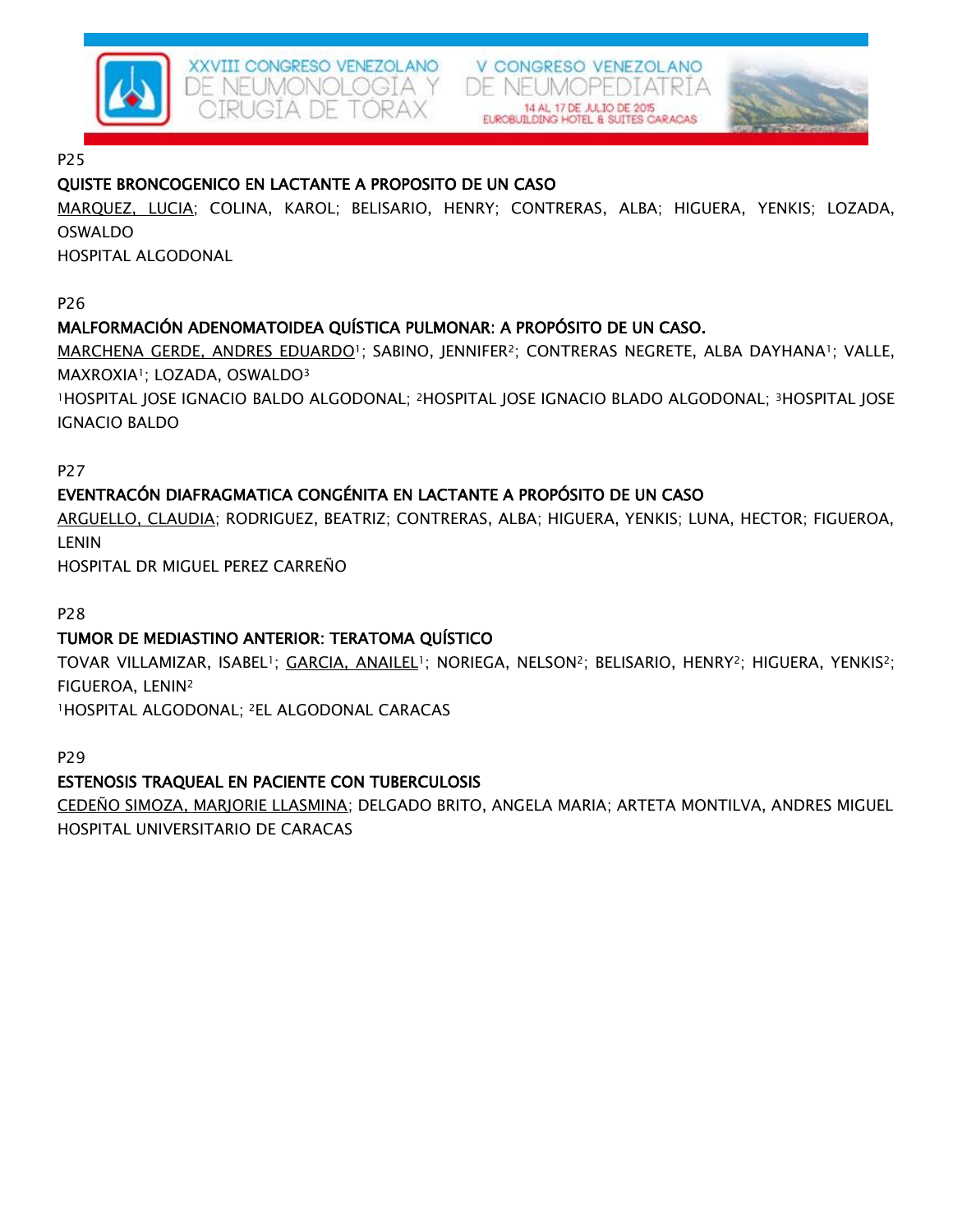P25

**QUISTE BRONCOGENICO EN LACTANTE A PROPOSITO DE UN CASO**

MARQUEZ, LUCIA; COLINA, KAROL; BELISARIO, HENRY; CONTRERAS, ALBA; HIGUERA, YENKIS; LOZADA, OSWALDO

HOSPITAL ALGODONAL

P26

**MALFORMACIÓN ADENOMATOIDEA QUÍSTICA PULMONAR: A PROPÓSITO DE UN CASO.**

MARCHENA GERDE, ANDRES EDUARDO[1]; SABINO, JENNIFER[2]; CONTRERAS NEGRETE, ALBA DAYHANA[1]; VALLE, MAXROXIA[1]; LOZADA, OSWALDO[3]

[1]HOSPITAL JOSE IGNACIO BALDO ALGODONAL; [2]HOSPITAL JOSE IGNACIO BLADO ALGODONAL; [3]HOSPITAL JOSE IGNACIO BALDO

P27

**EVENTRACÓN DIAFRAGMATICA CONGÉNITA EN LACTANTE A PROPÓSITO DE UN CASO**

ARGUELLO, CLAUDIA; RODRIGUEZ, BEATRIZ; CONTRERAS, ALBA; HIGUERA, YENKIS; LUNA, HECTOR; FIGUEROA, LENIN

HOSPITAL DR MIGUEL PEREZ CARREÑO

P28

**TUMOR DE MEDIASTINO ANTERIOR: TERATOMA QUÍSTICO**

TOVAR VILLAMIZAR, ISABEL[1]; GARCIA, ANAILEL[1]; NORIEGA, NELSON[2]; BELISARIO, HENRY[2]; HIGUERA, YENKIS[2]; FIGUEROA, LENIN[2]

[1]HOSPITAL ALGODONAL; [2]EL ALGODONAL CARACAS

P29

**ESTENOSIS TRAQUEAL EN PACIENTE CON TUBERCULOSIS**

CEDEÑO SIMOZA, MARJORIE LLASMINA; DELGADO BRITO, ANGELA MARIA; ARTETA MONTILVA, ANDRES MIGUEL

HOSPITAL UNIVERSITARIO DE CARACAS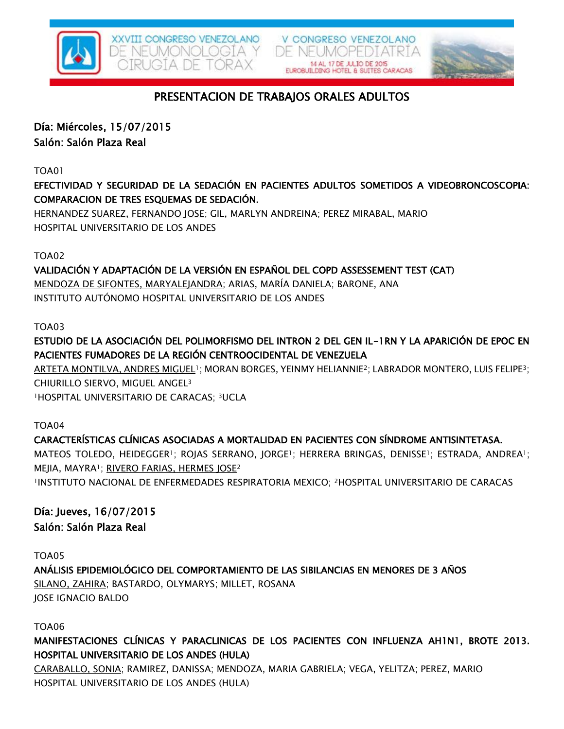## PRESENTACION DE TRABAJOS ORALES ADULTOS

### Día: Miércoles, 15/07/2015
### Salón: Salón Plaza Real

TOA01

**EFECTIVIDAD Y SEGURIDAD DE LA SEDACIÓN EN PACIENTES ADULTOS SOMETIDOS A VIDEOBRONCOSCOPIA: COMPARACION DE TRES ESQUEMAS DE SEDACIÓN.**

<u>HERNANDEZ SUAREZ, FERNANDO JOSE</u>; GIL, MARLYN ANDREINA; PEREZ MIRABAL, MARIO
HOSPITAL UNIVERSITARIO DE LOS ANDES

TOA02

**VALIDACIÓN Y ADAPTACIÓN DE LA VERSIÓN EN ESPAÑOL DEL COPD ASSESSEMENT TEST (CAT)**

<u>MENDOZA DE SIFONTES, MARYALEJANDRA</u>; ARIAS, MARÍA DANIELA; BARONE, ANA
INSTITUTO AUTÓNOMO HOSPITAL UNIVERSITARIO DE LOS ANDES

TOA03

**ESTUDIO DE LA ASOCIACIÓN DEL POLIMORFISMO DEL INTRON 2 DEL GEN IL-1RN Y LA APARICIÓN DE EPOC EN PACIENTES FUMADORES DE LA REGIÓN CENTROOCIDENTAL DE VENEZUELA**

<u>ARTETA MONTILVA, ANDRES MIGUEL</u>[1]; MORAN BORGES, YEINMY HELIANNIE[2]; LABRADOR MONTERO, LUIS FELIPE[3]; CHIURILLO SIERVO, MIGUEL ANGEL[3]
[1]HOSPITAL UNIVERSITARIO DE CARACAS; [3]UCLA

TOA04

**CARACTERÍSTICAS CLÍNICAS ASOCIADAS A MORTALIDAD EN PACIENTES CON SÍNDROME ANTISINTETASA.**

MATEOS TOLEDO, HEIDEGGER[1]; ROJAS SERRANO, JORGE[1]; HERRERA BRINGAS, DENISSE[1]; ESTRADA, ANDREA[1]; MEJIA, MAYRA[1]; <u>RIVERO FARIAS, HERMES JOSE</u>[2]
[1]INSTITUTO NACIONAL DE ENFERMEDADES RESPIRATORIA MEXICO; [2]HOSPITAL UNIVERSITARIO DE CARACAS

### Día: Jueves, 16/07/2015
### Salón: Salón Plaza Real

TOA05

**ANÁLISIS EPIDEMIOLÓGICO DEL COMPORTAMIENTO DE LAS SIBILANCIAS EN MENORES DE 3 AÑOS**

<u>SILANO, ZAHIRA</u>; BASTARDO, OLYMARYS; MILLET, ROSANA
JOSE IGNACIO BALDO

TOA06

**MANIFESTACIONES CLÍNICAS Y PARACLINICAS DE LOS PACIENTES CON INFLUENZA AH1N1, BROTE 2013. HOSPITAL UNIVERSITARIO DE LOS ANDES (HULA)**

<u>CARABALLO, SONIA</u>; RAMIREZ, DANISSA; MENDOZA, MARIA GABRIELA; VEGA, YELITZA; PEREZ, MARIO
HOSPITAL UNIVERSITARIO DE LOS ANDES (HULA)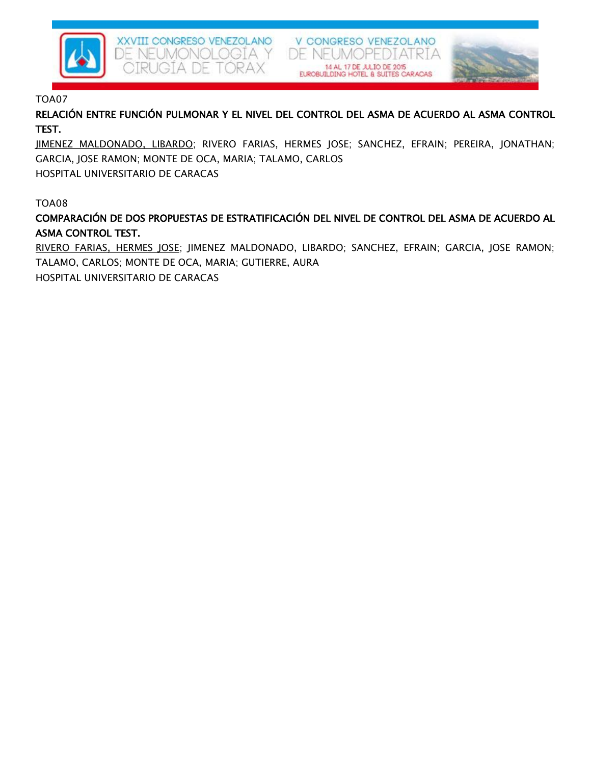TOA07

**RELACIÓN ENTRE FUNCIÓN PULMONAR Y EL NIVEL DEL CONTROL DEL ASMA DE ACUERDO AL ASMA CONTROL TEST.**

<u>JIMENEZ MALDONADO, LIBARDO</u>; RIVERO FARIAS, HERMES JOSE; SANCHEZ, EFRAIN; PEREIRA, JONATHAN; GARCIA, JOSE RAMON; MONTE DE OCA, MARIA; TALAMO, CARLOS

HOSPITAL UNIVERSITARIO DE CARACAS

TOA08

**COMPARACIÓN DE DOS PROPUESTAS DE ESTRATIFICACIÓN DEL NIVEL DE CONTROL DEL ASMA DE ACUERDO AL ASMA CONTROL TEST.**

<u>RIVERO FARIAS, HERMES JOSE</u>; JIMENEZ MALDONADO, LIBARDO; SANCHEZ, EFRAIN; GARCIA, JOSE RAMON; TALAMO, CARLOS; MONTE DE OCA, MARIA; GUTIERRE, AURA

HOSPITAL UNIVERSITARIO DE CARACAS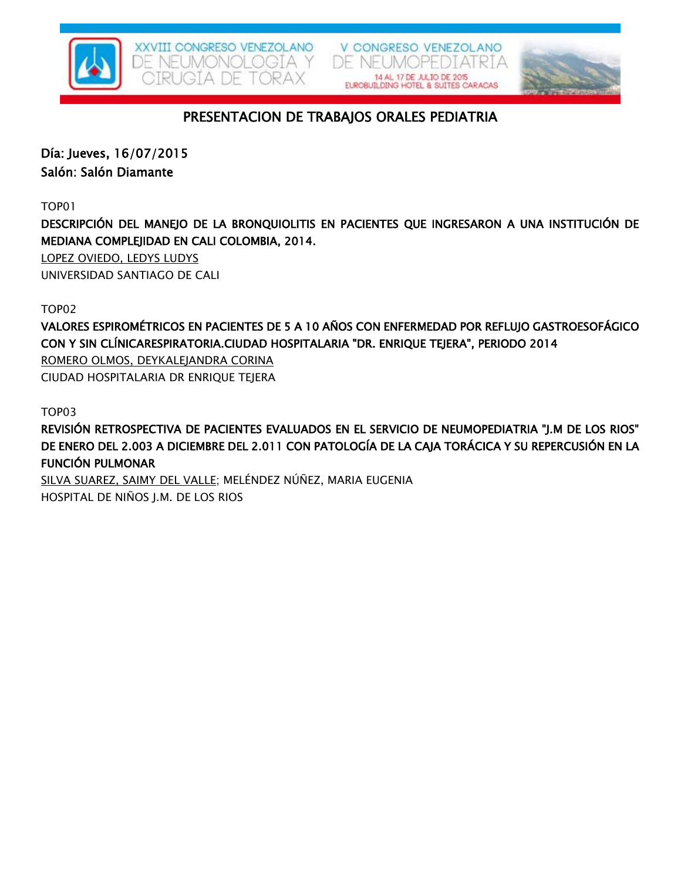## PRESENTACION DE TRABAJOS ORALES PEDIATRIA

**Día: Jueves, 16/07/2015**
**Salón: Salón Diamante**

TOP01

**DESCRIPCIÓN DEL MANEJO DE LA BRONQUIOLITIS EN PACIENTES QUE INGRESARON A UNA INSTITUCIÓN DE MEDIANA COMPLEJIDAD EN CALI COLOMBIA, 2014.**

<u>LOPEZ OVIEDO, LEDYS LUDYS</u>

UNIVERSIDAD SANTIAGO DE CALI

TOP02

**VALORES ESPIROMÉTRICOS EN PACIENTES DE 5 A 10 AÑOS CON ENFERMEDAD POR REFLUJO GASTROESOFÁGICO CON Y SIN CLÍNICARESPIRATORIA.CIUDAD HOSPITALARIA "DR. ENRIQUE TEJERA", PERIODO 2014**

<u>ROMERO OLMOS, DEYKALEJANDRA CORINA</u>

CIUDAD HOSPITALARIA DR ENRIQUE TEJERA

TOP03

**REVISIÓN RETROSPECTIVA DE PACIENTES EVALUADOS EN EL SERVICIO DE NEUMOPEDIATRIA "J.M DE LOS RIOS" DE ENERO DEL 2.003 A DICIEMBRE DEL 2.011 CON PATOLOGÍA DE LA CAJA TORÁCICA Y SU REPERCUSIÓN EN LA FUNCIÓN PULMONAR**

<u>SILVA SUAREZ, SAIMY DEL VALLE</u>; MELÉNDEZ NÚÑEZ, MARIA EUGENIA

HOSPITAL DE NIÑOS J.M. DE LOS RIOS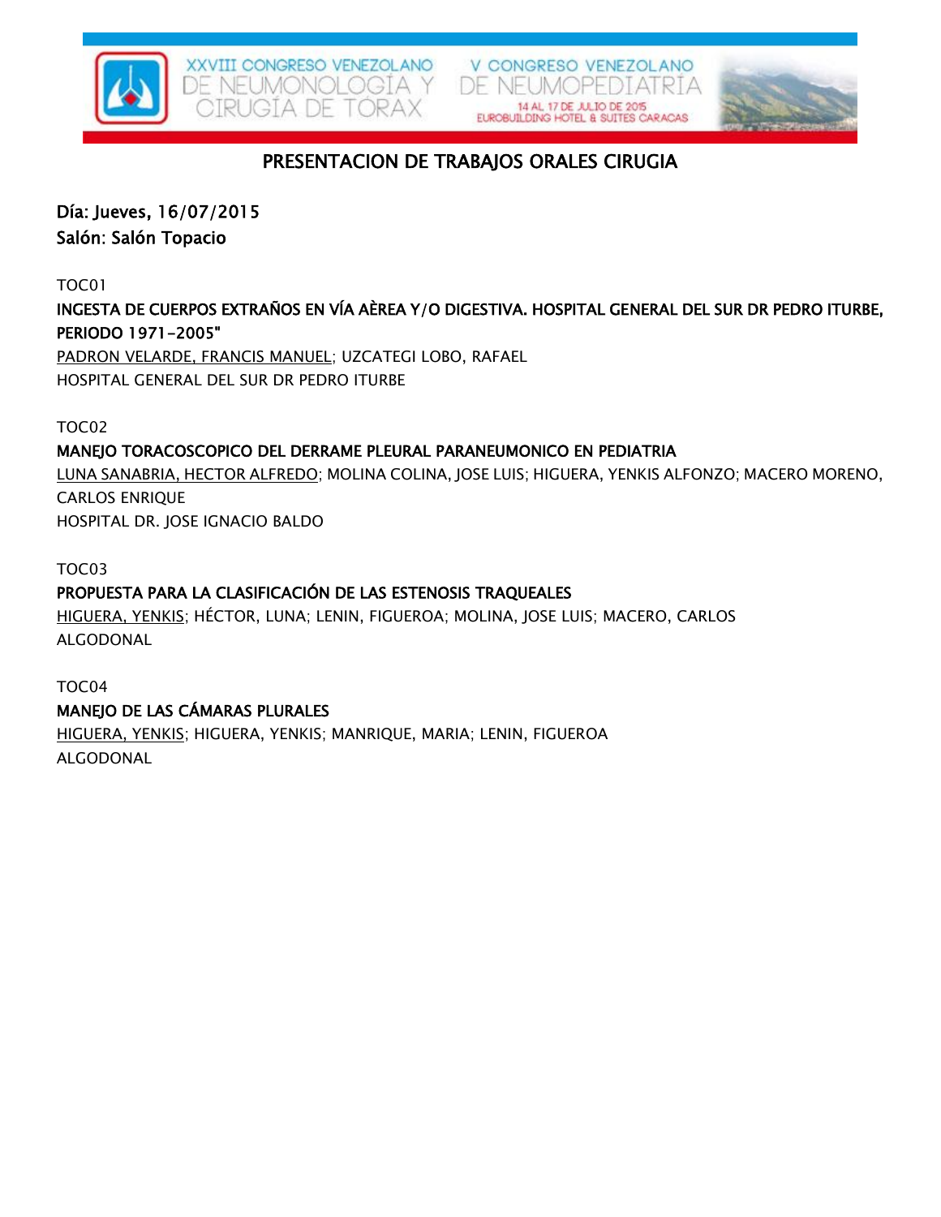## PRESENTACION DE TRABAJOS ORALES CIRUGIA

**Día: Jueves, 16/07/2015**
**Salón: Salón Topacio**

TOC01

**INGESTA DE CUERPOS EXTRAÑOS EN VÍA AÈREA Y/O DIGESTIVA. HOSPITAL GENERAL DEL SUR DR PEDRO ITURBE, PERIODO 1971-2005"**

PADRON VELARDE, FRANCIS MANUEL; UZCATEGI LOBO, RAFAEL
HOSPITAL GENERAL DEL SUR DR PEDRO ITURBE

TOC02

**MANEJO TORACOSCOPICO DEL DERRAME PLEURAL PARANEUMONICO EN PEDIATRIA**

LUNA SANABRIA, HECTOR ALFREDO; MOLINA COLINA, JOSE LUIS; HIGUERA, YENKIS ALFONZO; MACERO MORENO, CARLOS ENRIQUE
HOSPITAL DR. JOSE IGNACIO BALDO

TOC03

**PROPUESTA PARA LA CLASIFICACIÓN DE LAS ESTENOSIS TRAQUEALES**

HIGUERA, YENKIS; HÉCTOR, LUNA; LENIN, FIGUEROA; MOLINA, JOSE LUIS; MACERO, CARLOS
ALGODONAL

TOC04

**MANEJO DE LAS CÁMARAS PLURALES**

HIGUERA, YENKIS; HIGUERA, YENKIS; MANRIQUE, MARIA; LENIN, FIGUEROA
ALGODONAL